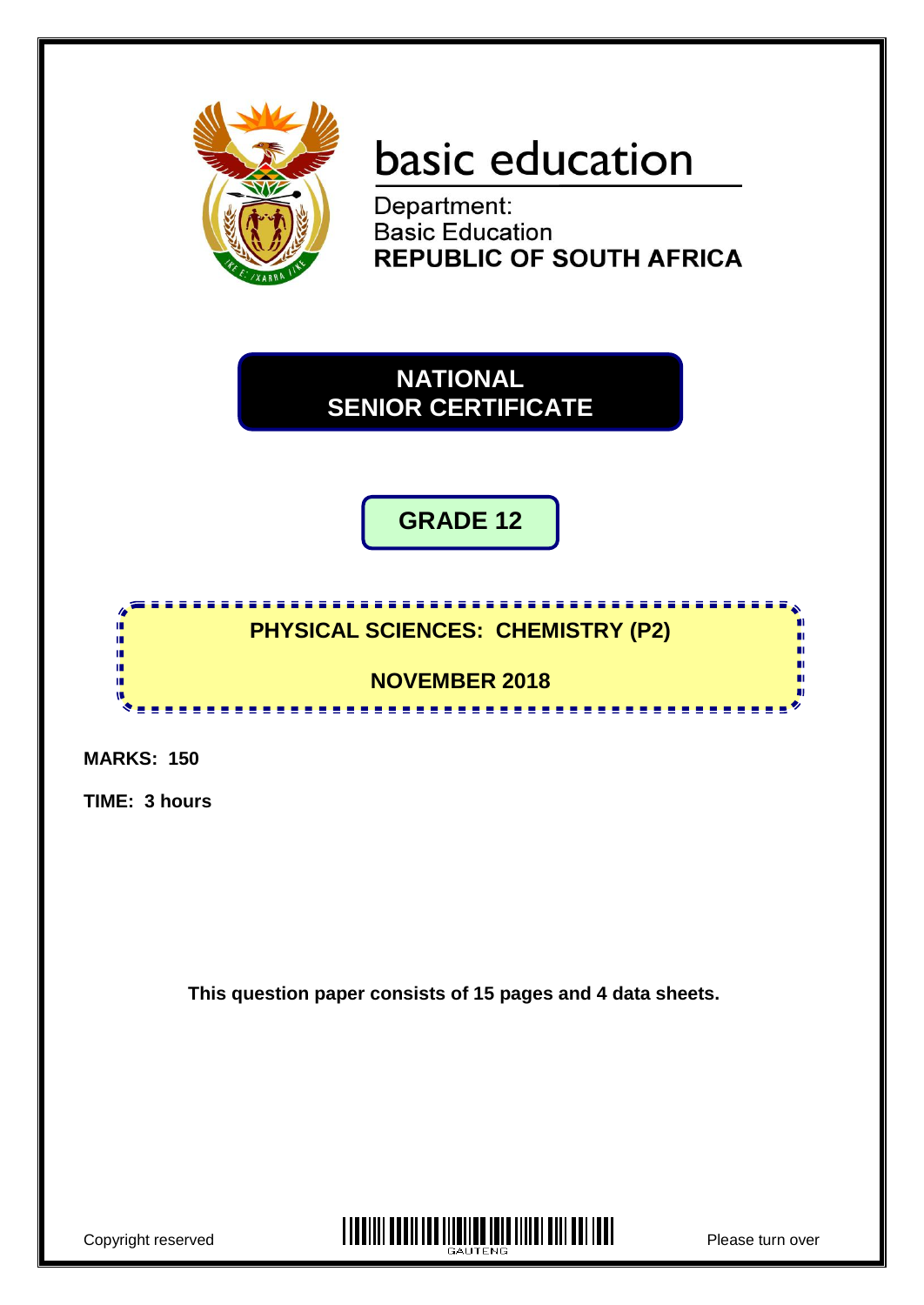basic education

Department:
Basic Education
**REPUBLIC OF SOUTH AFRICA**

# NATIONAL SENIOR CERTIFICATE

## GRADE 12

## PHYSICAL SCIENCES: CHEMISTRY (P2)

## NOVEMBER 2018

**MARKS: 150**

**TIME: 3 hours**

**This question paper consists of 15 pages and 4 data sheets.**

Copyright reserved

Please turn over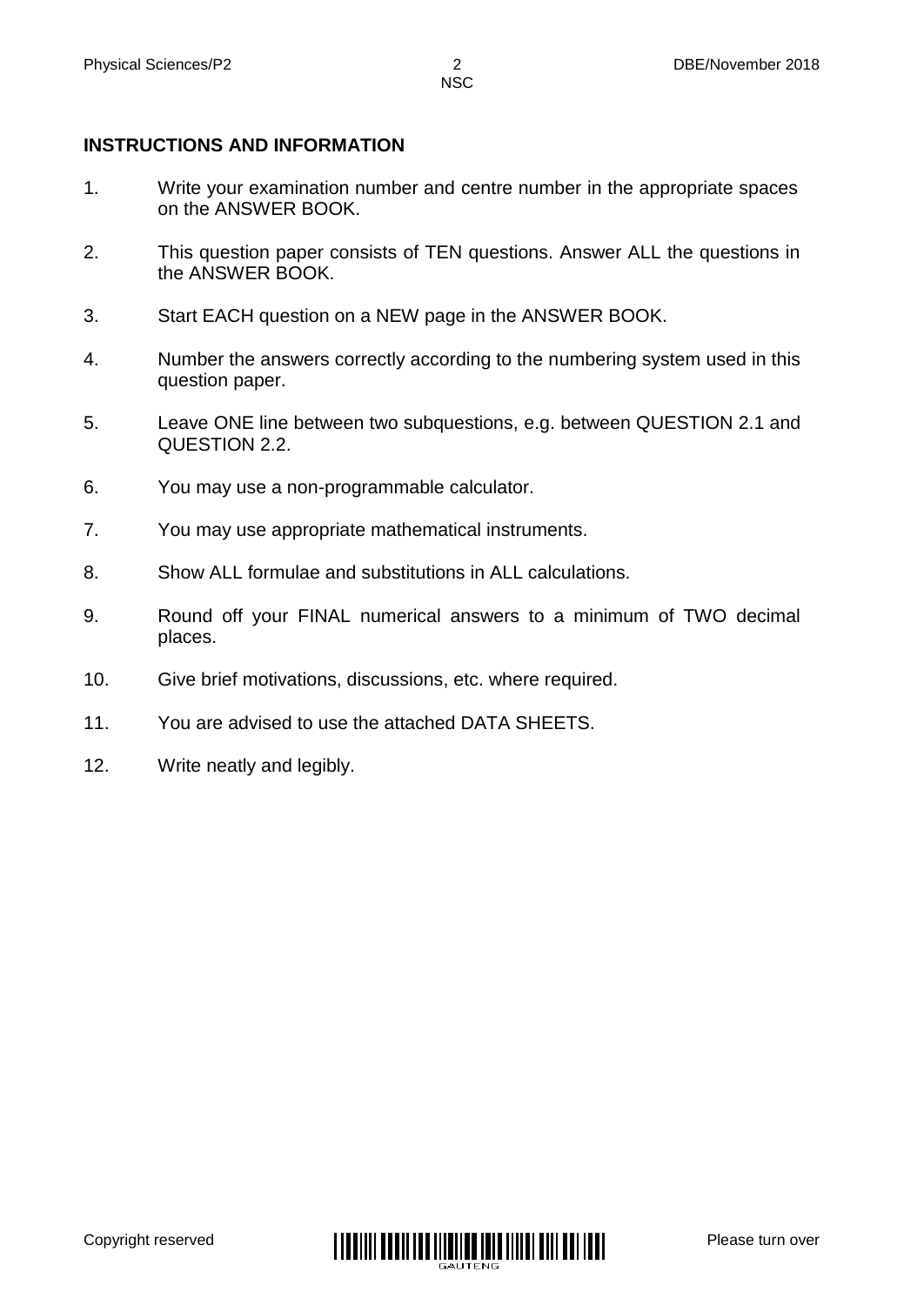## INSTRUCTIONS AND INFORMATION

1. Write your examination number and centre number in the appropriate spaces on the ANSWER BOOK.

2. This question paper consists of TEN questions. Answer ALL the questions in the ANSWER BOOK.

3. Start EACH question on a NEW page in the ANSWER BOOK.

4. Number the answers correctly according to the numbering system used in this question paper.

5. Leave ONE line between two subquestions, e.g. between QUESTION 2.1 and QUESTION 2.2.

6. You may use a non-programmable calculator.

7. You may use appropriate mathematical instruments.

8. Show ALL formulae and substitutions in ALL calculations.

9. Round off your FINAL numerical answers to a minimum of TWO decimal places.

10. Give brief motivations, discussions, etc. where required.

11. You are advised to use the attached DATA SHEETS.

12. Write neatly and legibly.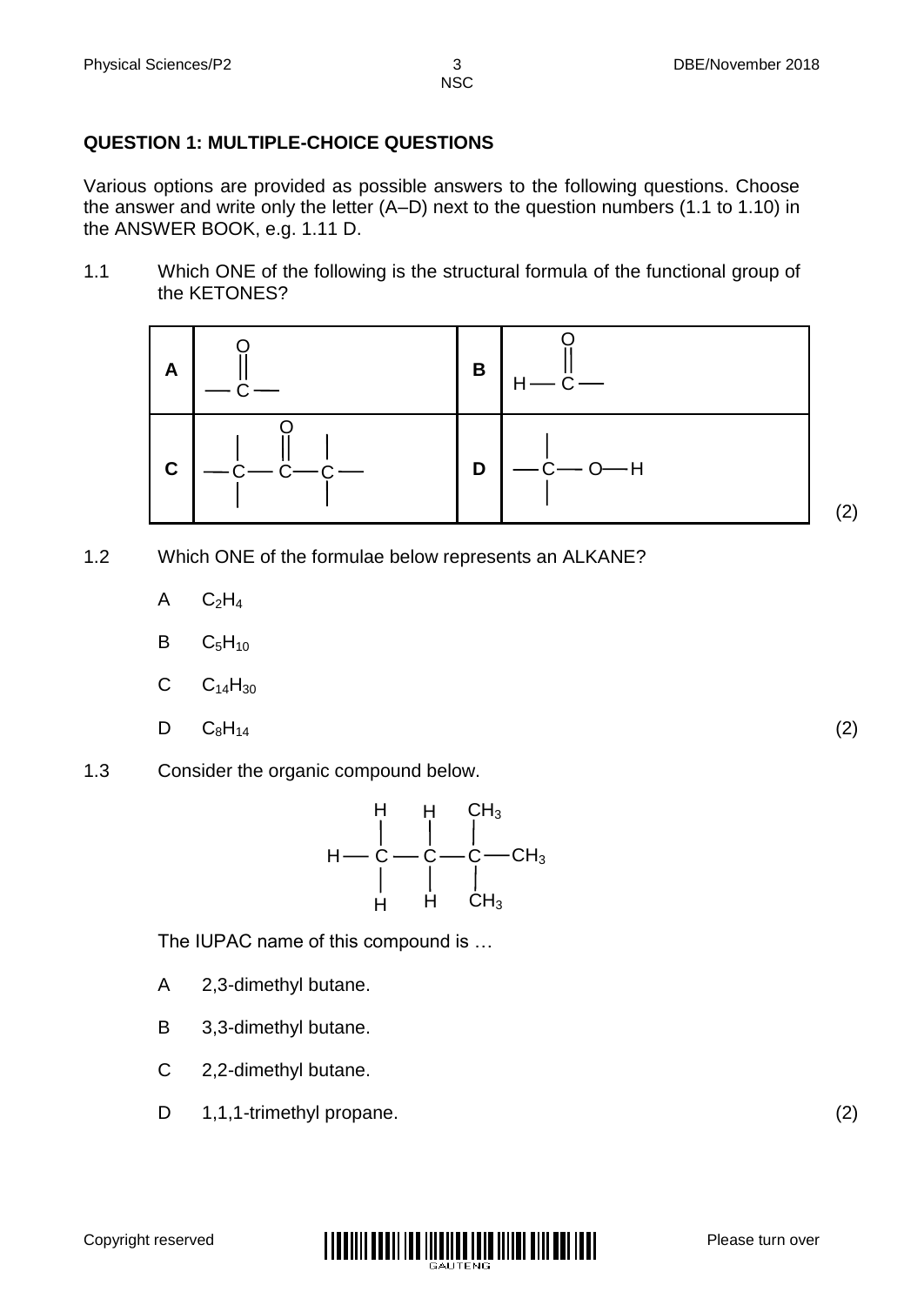## QUESTION 1: MULTIPLE-CHOICE QUESTIONS

Various options are provided as possible answers to the following questions. Choose the answer and write only the letter (A–D) next to the question numbers (1.1 to 1.10) in the ANSWER BOOK, e.g. 1.11 D.

1.1 Which ONE of the following is the structural formula of the functional group of the KETONES?

| | | | |
|---|---|---|---|
| **A** | —C(=O)— | **B** | H—C(=O)— |
| **C** | —C—C(=O)—C— (with bonds above and below the outer C atoms) | **D** | —C—O—H (with bonds above and below C) |

(2)

1.2 Which ONE of the formulae below represents an ALKANE?

A $C_2H_4$

B $C_5H_{10}$

C $C_{14}H_{30}$

D $C_8H_{14}$ (2)

1.3 Consider the organic compound below.

```
     H   H   CH3
     |   |   |
 H — C — C — C — CH3
     |   |   |
     H   H   CH3
```

The IUPAC name of this compound is …

A 2,3-dimethyl butane.

B 3,3-dimethyl butane.

C 2,2-dimethyl butane.

D 1,1,1-trimethyl propane. (2)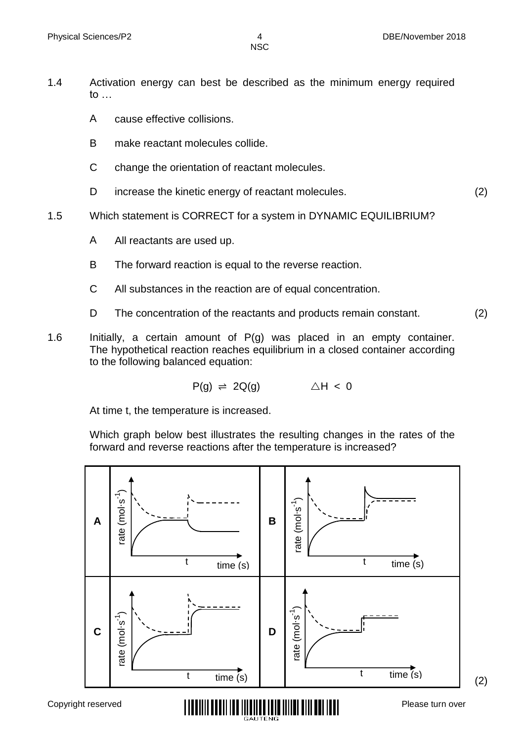1.4 Activation energy can best be described as the minimum energy required to …

- A cause effective collisions.
- B make reactant molecules collide.
- C change the orientation of reactant molecules.
- D increase the kinetic energy of reactant molecules. (2)

1.5 Which statement is CORRECT for a system in DYNAMIC EQUILIBRIUM?

- A All reactants are used up.
- B The forward reaction is equal to the reverse reaction.
- C All substances in the reaction are of equal concentration.
- D The concentration of the reactants and products remain constant. (2)

1.6 Initially, a certain amount of P(g) was placed in an empty container. The hypothetical reaction reaches equilibrium in a closed container according to the following balanced equation:

$$P(g) \rightleftharpoons 2Q(g) \qquad \Delta H < 0$$

At time t, the temperature is increased.

Which graph below best illustrates the resulting changes in the rates of the forward and reverse reactions after the temperature is increased?

| | | | |
|---|---|---|---|
| **A** | rate (mol·s$^{-1}$) vs time (s), t | **B** | rate (mol·s$^{-1}$) vs time (s), t |
| **C** | rate (mol·s$^{-1}$) vs time (s), t | **D** | rate (mol·s$^{-1}$) vs time (s), t |

(2)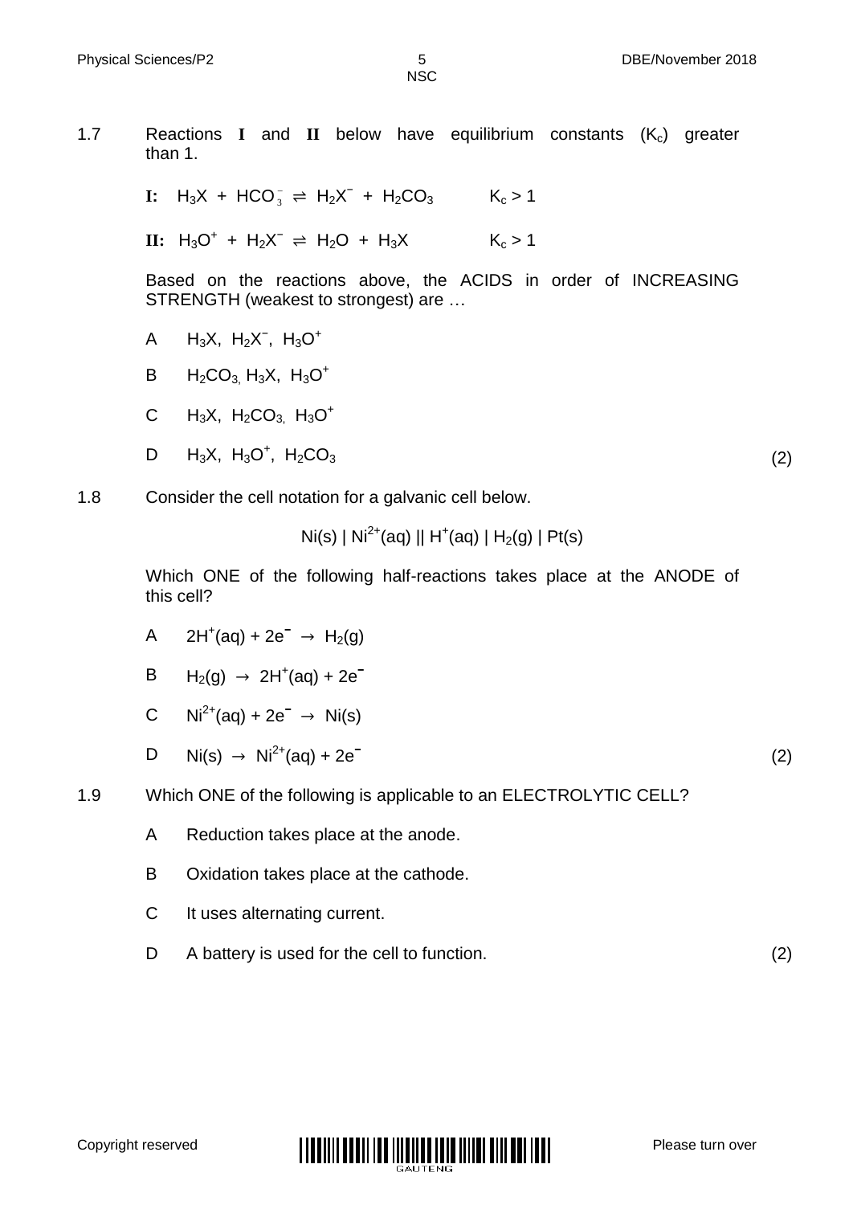1.7 Reactions **I** and **II** below have equilibrium constants ($K_c$) greater than 1.

**I:** $H_3X + HCO_3^- \rightleftharpoons H_2X^- + H_2CO_3$ $\quad K_c > 1$

**II:** $H_3O^+ + H_2X^- \rightleftharpoons H_2O + H_3X$ $\quad K_c > 1$

Based on the reactions above, the ACIDS in order of INCREASING STRENGTH (weakest to strongest) are …

A $H_3X$, $H_2X^-$, $H_3O^+$

B $H_2CO_3$, $H_3X$, $H_3O^+$

C $H_3X$, $H_2CO_3$, $H_3O^+$

D $H_3X$, $H_3O^+$, $H_2CO_3$ (2)

1.8 Consider the cell notation for a galvanic cell below.

$$Ni(s) \mid Ni^{2+}(aq) \parallel H^+(aq) \mid H_2(g) \mid Pt(s)$$

Which ONE of the following half-reactions takes place at the ANODE of this cell?

A $2H^+(aq) + 2e^- \rightarrow H_2(g)$

B $H_2(g) \rightarrow 2H^+(aq) + 2e^-$

C $Ni^{2+}(aq) + 2e^- \rightarrow Ni(s)$

D $Ni(s) \rightarrow Ni^{2+}(aq) + 2e^-$ (2)

1.9 Which ONE of the following is applicable to an ELECTROLYTIC CELL?

A Reduction takes place at the anode.

B Oxidation takes place at the cathode.

C It uses alternating current.

D A battery is used for the cell to function. (2)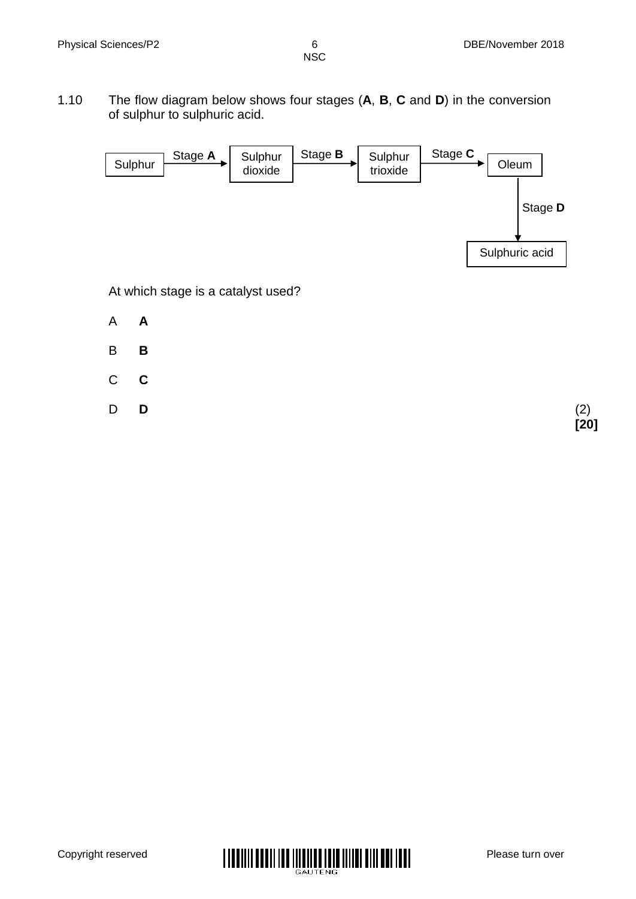1.10 The flow diagram below shows four stages (**A**, **B**, **C** and **D**) in the conversion of sulphur to sulphuric acid.

Sulphur → Stage **A** → Sulphur dioxide → Stage **B** → Sulphur trioxide → Stage **C** → Oleum → Stage **D** → Sulphuric acid

At which stage is a catalyst used?

A **A**

B **B**

C **C**

D **D** (2)

**[20]**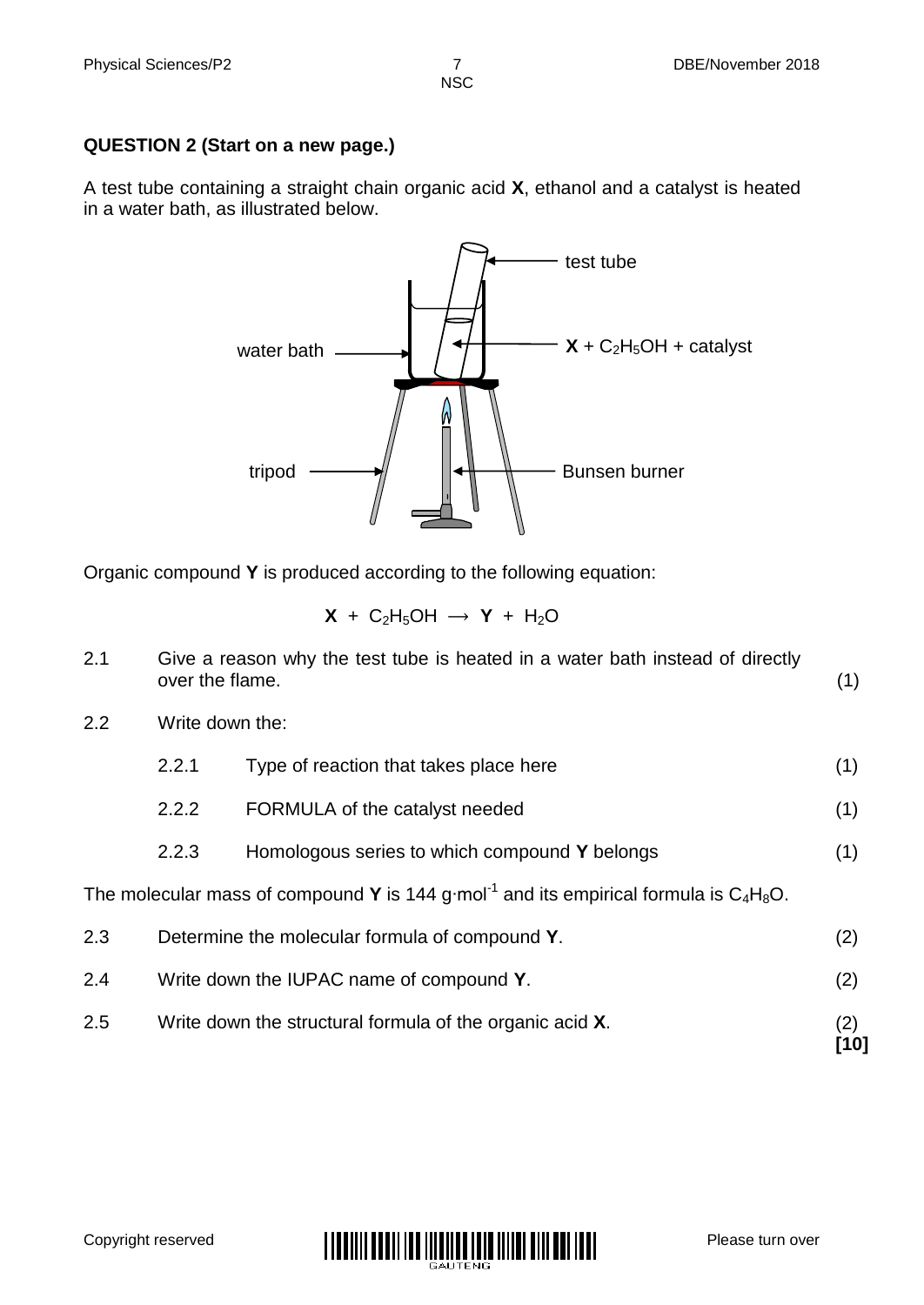**QUESTION 2 (Start on a new page.)**

A test tube containing a straight chain organic acid **X**, ethanol and a catalyst is heated in a water bath, as illustrated below.

Organic compound **Y** is produced according to the following equation:

$$\mathbf{X} + C_2H_5OH \longrightarrow \mathbf{Y} + H_2O$$

2.1 Give a reason why the test tube is heated in a water bath instead of directly over the flame. (1)

2.2 Write down the:

2.2.1 Type of reaction that takes place here (1)

2.2.2 FORMULA of the catalyst needed (1)

2.2.3 Homologous series to which compound **Y** belongs (1)

The molecular mass of compound **Y** is 144 $g \cdot mol^{-1}$ and its empirical formula is $C_4H_8O$.

2.3 Determine the molecular formula of compound **Y**. (2)

2.4 Write down the IUPAC name of compound **Y**. (2)

2.5 Write down the structural formula of the organic acid **X**. (2)

**[10]**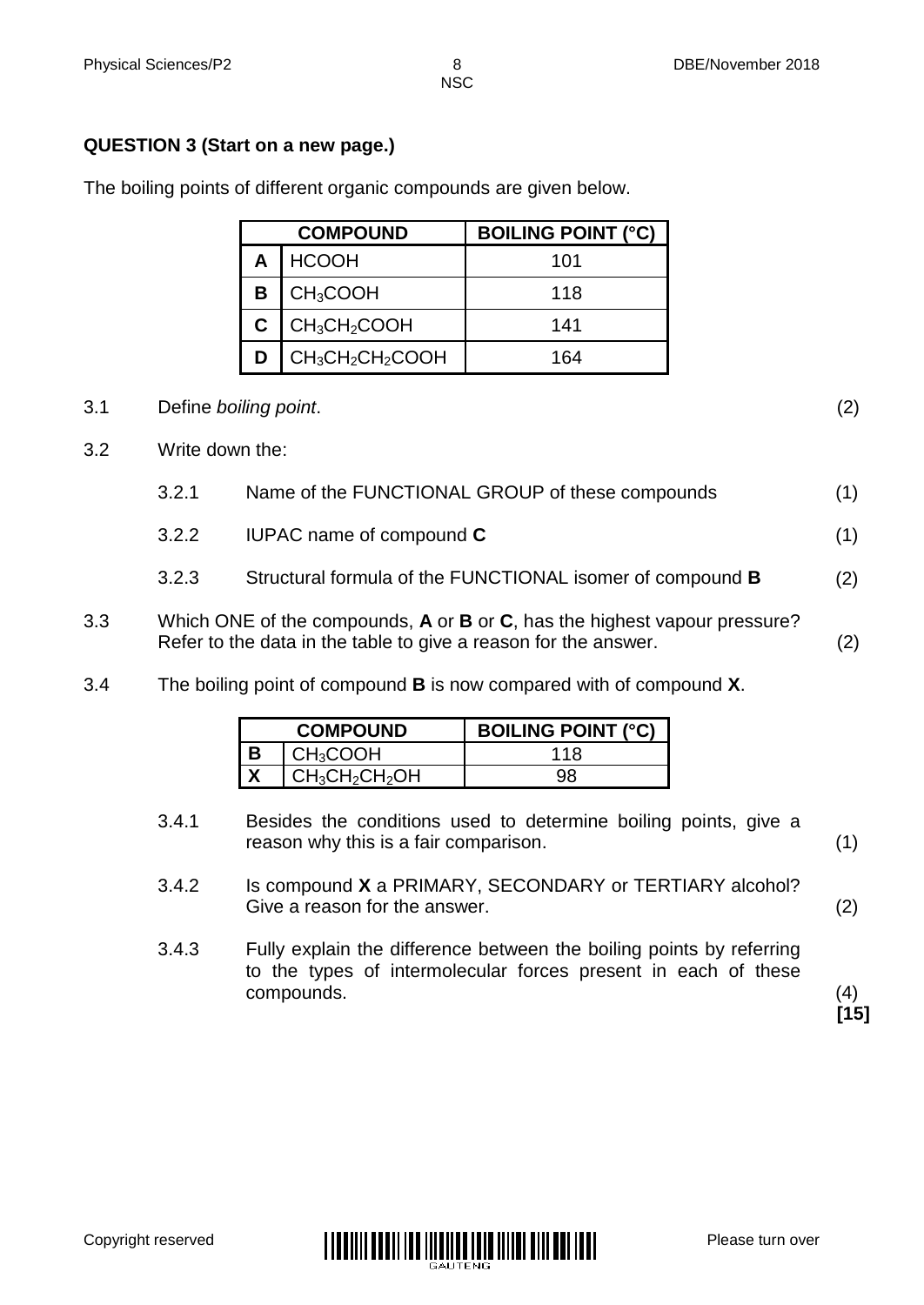## QUESTION 3 (Start on a new page.)

The boiling points of different organic compounds are given below.

| COMPOUND | | BOILING POINT (°C) |
|---|---|---|
| **A** | $HCOOH$ | 101 |
| **B** | $CH_3COOH$ | 118 |
| **C** | $CH_3CH_2COOH$ | 141 |
| **D** | $CH_3CH_2CH_2COOH$ | 164 |

3.1 Define *boiling point*. (2)

3.2 Write down the:

3.2.1 Name of the FUNCTIONAL GROUP of these compounds (1)

3.2.2 IUPAC name of compound **C** (1)

3.2.3 Structural formula of the FUNCTIONAL isomer of compound **B** (2)

3.3 Which ONE of the compounds, **A** or **B** or **C**, has the highest vapour pressure? Refer to the data in the table to give a reason for the answer. (2)

3.4 The boiling point of compound **B** is now compared with of compound **X**.

| COMPOUND | | BOILING POINT (°C) |
|---|---|---|
| **B** | $CH_3COOH$ | 118 |
| **X** | $CH_3CH_2CH_2OH$ | 98 |

3.4.1 Besides the conditions used to determine boiling points, give a reason why this is a fair comparison. (1)

3.4.2 Is compound **X** a PRIMARY, SECONDARY or TERTIARY alcohol? Give a reason for the answer. (2)

3.4.3 Fully explain the difference between the boiling points by referring to the types of intermolecular forces present in each of these compounds. (4)

**[15]**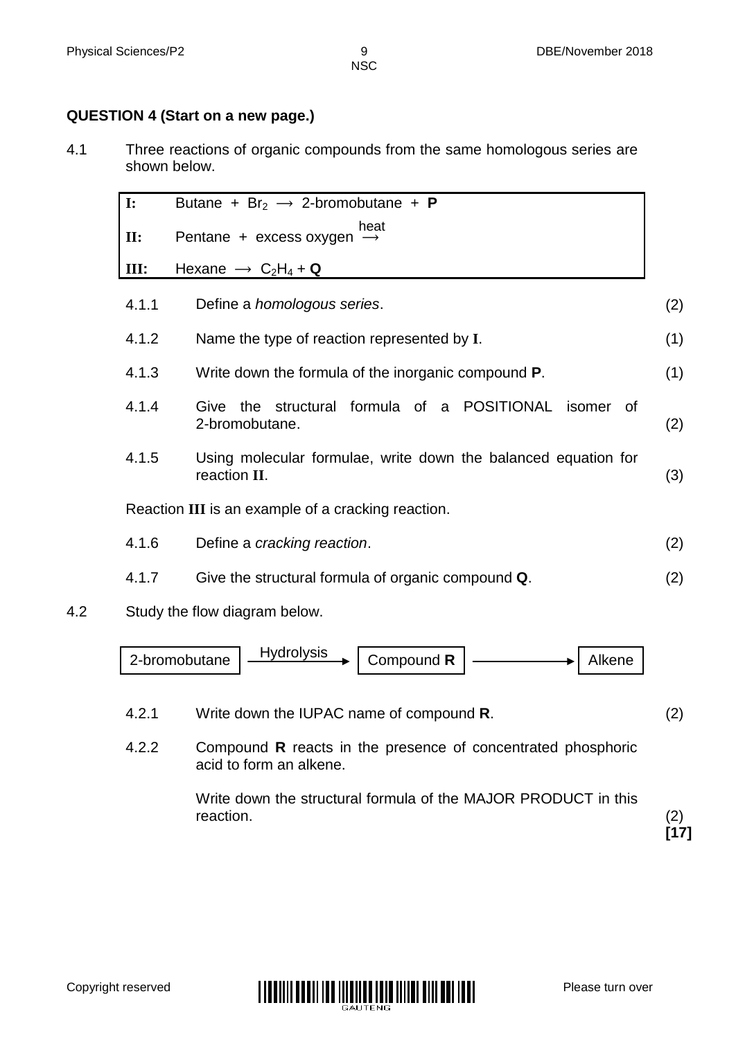## QUESTION 4 (Start on a new page.)

4.1 Three reactions of organic compounds from the same homologous series are shown below.

| | |
|---|---|
| **I:** | Butane + $Br_2$ $\longrightarrow$ 2-bromobutane + **P** |
| **II:** | Pentane + excess oxygen $\xrightarrow{\text{heat}}$ |
| **III:** | Hexane $\longrightarrow$ $C_2H_4$ + **Q** |

4.1.1 Define a *homologous series*. (2)

4.1.2 Name the type of reaction represented by **I**. (1)

4.1.3 Write down the formula of the inorganic compound **P**. (1)

4.1.4 Give the structural formula of a POSITIONAL isomer of 2-bromobutane. (2)

4.1.5 Using molecular formulae, write down the balanced equation for reaction **II**. (3)

Reaction **III** is an example of a cracking reaction.

4.1.6 Define a *cracking reaction*. (2)

4.1.7 Give the structural formula of organic compound **Q**. (2)

4.2 Study the flow diagram below.

2-bromobutane $\xrightarrow{\text{Hydrolysis}}$ Compound **R** $\longrightarrow$ Alkene

4.2.1 Write down the IUPAC name of compound **R**. (2)

4.2.2 Compound **R** reacts in the presence of concentrated phosphoric acid to form an alkene.

Write down the structural formula of the MAJOR PRODUCT in this reaction. (2)

**[17]**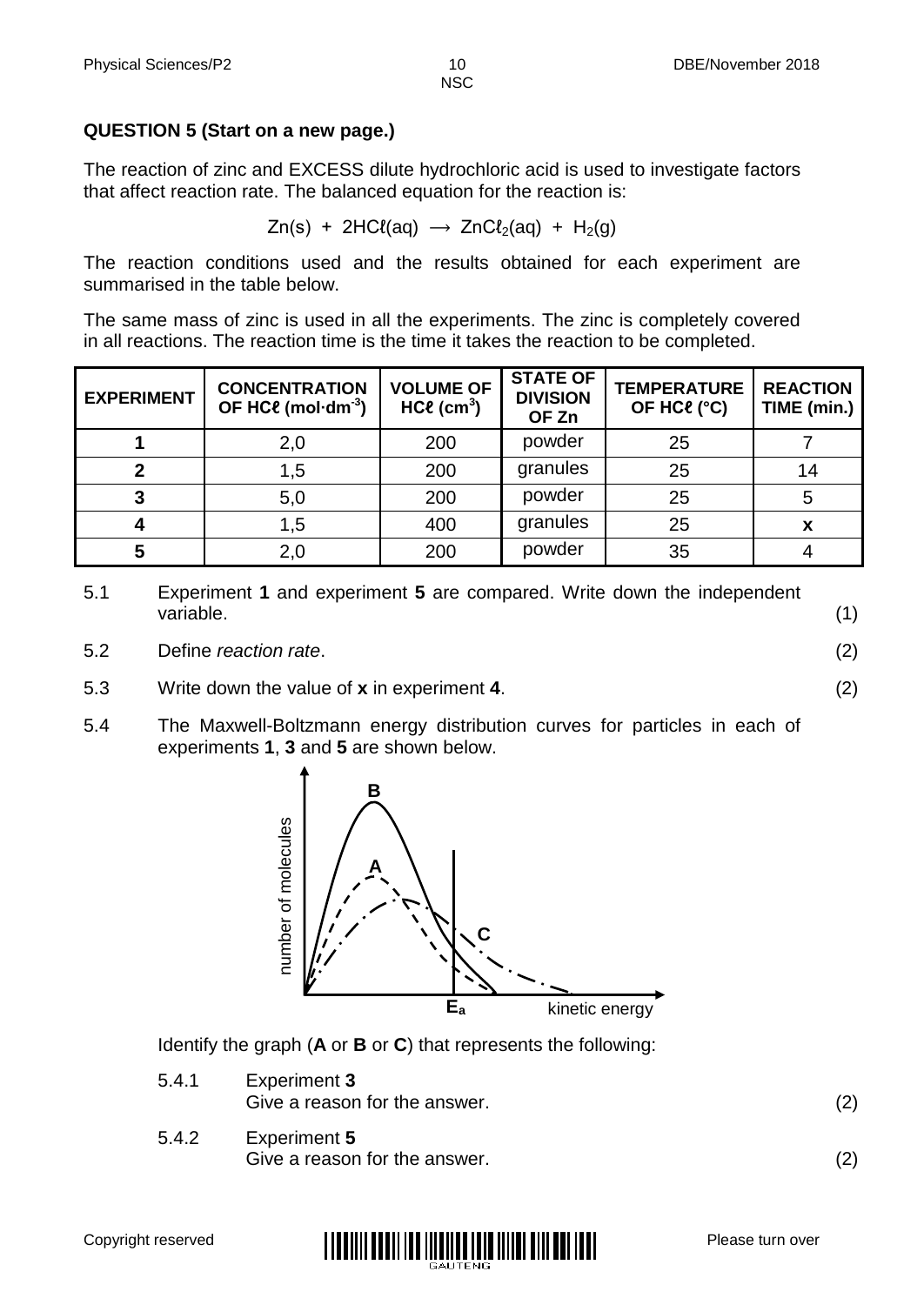**QUESTION 5 (Start on a new page.)**

The reaction of zinc and EXCESS dilute hydrochloric acid is used to investigate factors that affect reaction rate. The balanced equation for the reaction is:

$$Zn(s) + 2HC\ell(aq) \rightarrow ZnC\ell_2(aq) + H_2(g)$$

The reaction conditions used and the results obtained for each experiment are summarised in the table below.

The same mass of zinc is used in all the experiments. The zinc is completely covered in all reactions. The reaction time is the time it takes the reaction to be completed.

| EXPERIMENT | CONCENTRATION OF HCℓ ($mol \cdot dm^{-3}$) | VOLUME OF HCℓ ($cm^3$) | STATE OF DIVISION OF Zn | TEMPERATURE OF HCℓ (°C) | REACTION TIME (min.) |
|---|---|---|---|---|---|
| **1** | 2,0 | 200 | powder | 25 | 7 |
| **2** | 1,5 | 200 | granules | 25 | 14 |
| **3** | 5,0 | 200 | powder | 25 | 5 |
| **4** | 1,5 | 400 | granules | 25 | **x** |
| **5** | 2,0 | 200 | powder | 35 | 4 |

5.1 Experiment **1** and experiment **5** are compared. Write down the independent variable. (1)

5.2 Define *reaction rate*. (2)

5.3 Write down the value of **x** in experiment **4**. (2)

5.4 The Maxwell-Boltzmann energy distribution curves for particles in each of experiments **1**, **3** and **5** are shown below.

Identify the graph (**A** or **B** or **C**) that represents the following:

5.4.1 Experiment **3**
Give a reason for the answer. (2)

5.4.2 Experiment **5**
Give a reason for the answer. (2)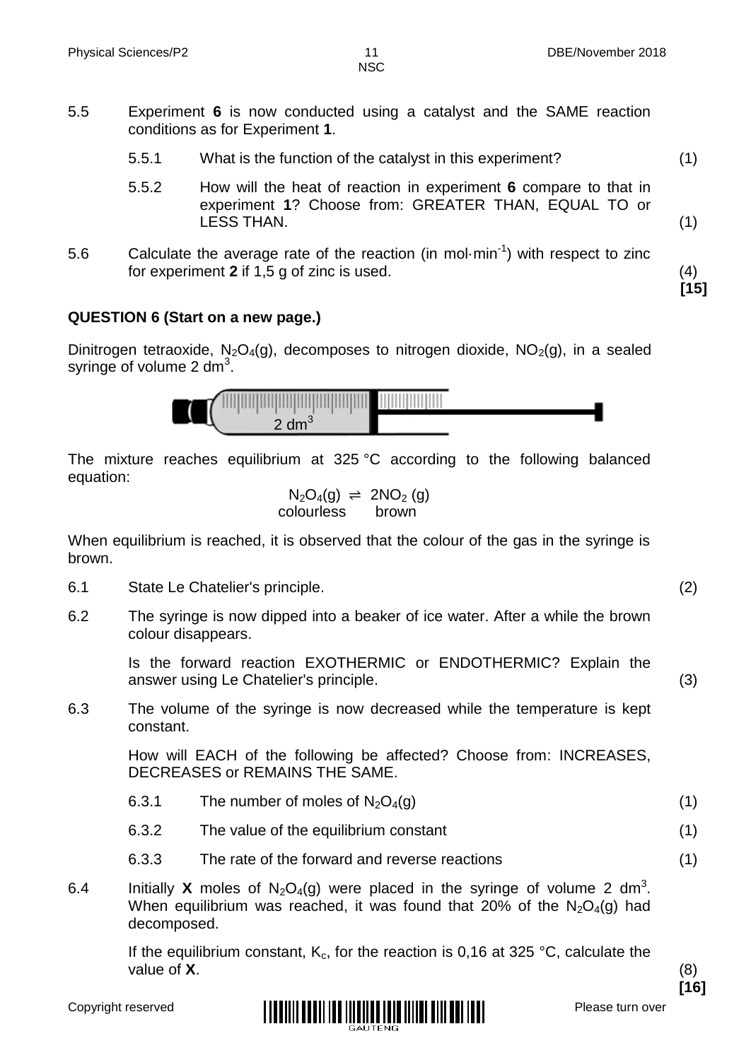5.5 Experiment **6** is now conducted using a catalyst and the SAME reaction conditions as for Experiment **1**.

5.5.1 What is the function of the catalyst in this experiment? (1)

5.5.2 How will the heat of reaction in experiment **6** compare to that in experiment **1**? Choose from: GREATER THAN, EQUAL TO or LESS THAN. (1)

5.6 Calculate the average rate of the reaction (in $mol \cdot min^{-1}$) with respect to zinc for experiment **2** if 1,5 g of zinc is used. (4)
**[15]**

## QUESTION 6 (Start on a new page.)

Dinitrogen tetraoxide, $N_2O_4(g)$, decomposes to nitrogen dioxide, $NO_2(g)$, in a sealed syringe of volume 2 $dm^3$.

The mixture reaches equilibrium at 325 °C according to the following balanced equation:

$$\underset{\text{colourless}}{N_2O_4(g)} \rightleftharpoons \underset{\text{brown}}{2NO_2\,(g)}$$

When equilibrium is reached, it is observed that the colour of the gas in the syringe is brown.

6.1 State Le Chatelier's principle. (2)

6.2 The syringe is now dipped into a beaker of ice water. After a while the brown colour disappears.

Is the forward reaction EXOTHERMIC or ENDOTHERMIC? Explain the answer using Le Chatelier's principle. (3)

6.3 The volume of the syringe is now decreased while the temperature is kept constant.

How will EACH of the following be affected? Choose from: INCREASES, DECREASES or REMAINS THE SAME.

6.3.1 The number of moles of $N_2O_4(g)$ (1)

6.3.2 The value of the equilibrium constant (1)

6.3.3 The rate of the forward and reverse reactions (1)

6.4 Initially **X** moles of $N_2O_4(g)$ were placed in the syringe of volume 2 $dm^3$. When equilibrium was reached, it was found that 20% of the $N_2O_4(g)$ had decomposed.

If the equilibrium constant, $K_c$, for the reaction is 0,16 at 325 °C, calculate the value of **X**. (8)
**[16]**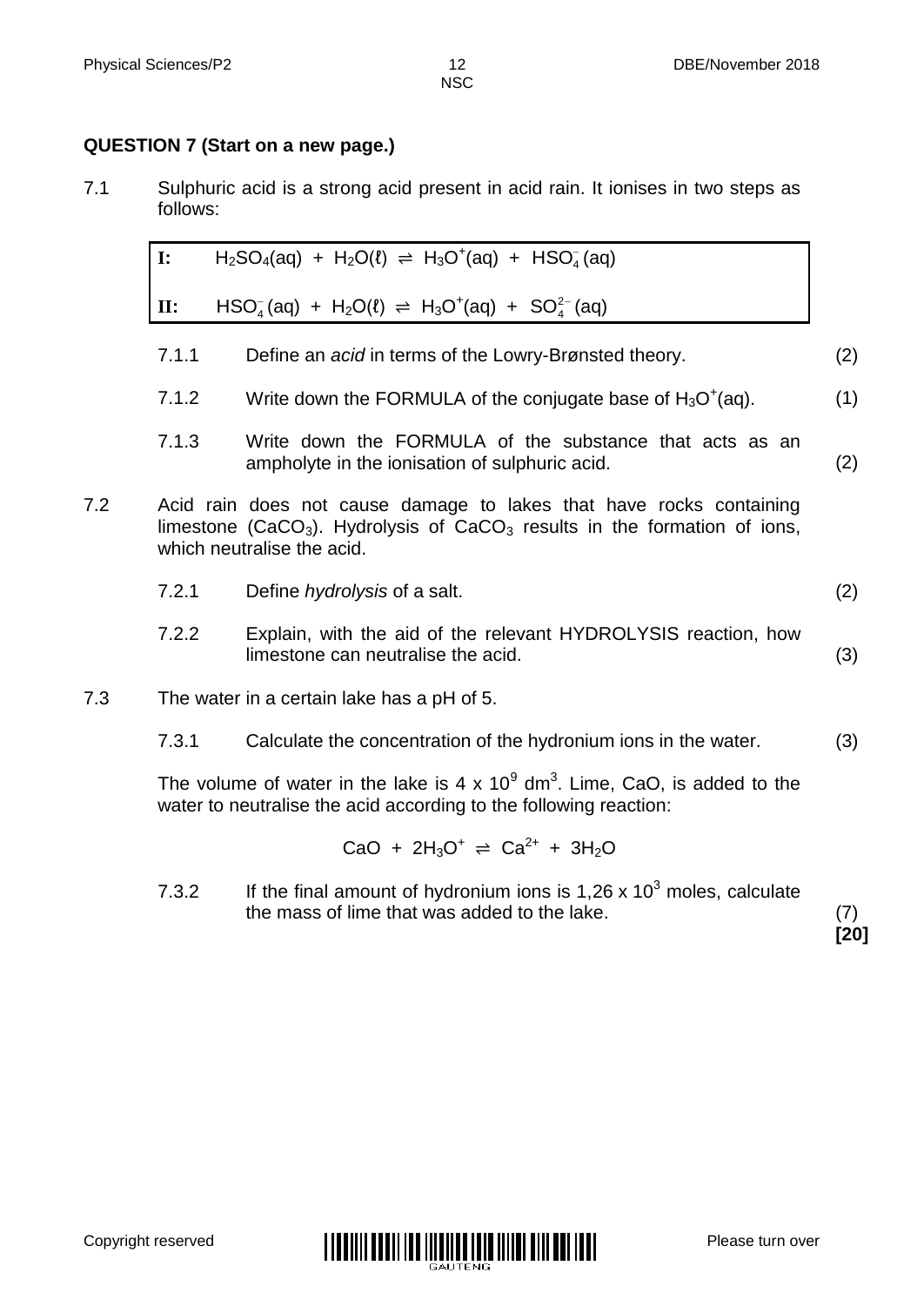## QUESTION 7 (Start on a new page.)

7.1 Sulphuric acid is a strong acid present in acid rain. It ionises in two steps as follows:

| | |
|---|---|
| **I:** | $H_2SO_4(aq) + H_2O(\ell) \rightleftharpoons H_3O^+(aq) + HSO_4^-(aq)$ |
| **II:** | $HSO_4^-(aq) + H_2O(\ell) \rightleftharpoons H_3O^+(aq) + SO_4^{2-}(aq)$ |

7.1.1 Define an *acid* in terms of the Lowry-Brønsted theory. (2)

7.1.2 Write down the FORMULA of the conjugate base of $H_3O^+(aq)$. (1)

7.1.3 Write down the FORMULA of the substance that acts as an ampholyte in the ionisation of sulphuric acid. (2)

7.2 Acid rain does not cause damage to lakes that have rocks containing limestone ($CaCO_3$). Hydrolysis of $CaCO_3$ results in the formation of ions, which neutralise the acid.

7.2.1 Define *hydrolysis* of a salt. (2)

7.2.2 Explain, with the aid of the relevant HYDROLYSIS reaction, how limestone can neutralise the acid. (3)

7.3 The water in a certain lake has a pH of 5.

7.3.1 Calculate the concentration of the hydronium ions in the water. (3)

The volume of water in the lake is $4 \times 10^9$ $dm^3$. Lime, CaO, is added to the water to neutralise the acid according to the following reaction:

$$CaO + 2H_3O^+ \rightleftharpoons Ca^{2+} + 3H_2O$$

7.3.2 If the final amount of hydronium ions is $1{,}26 \times 10^3$ moles, calculate the mass of lime that was added to the lake. (7)

**[20]**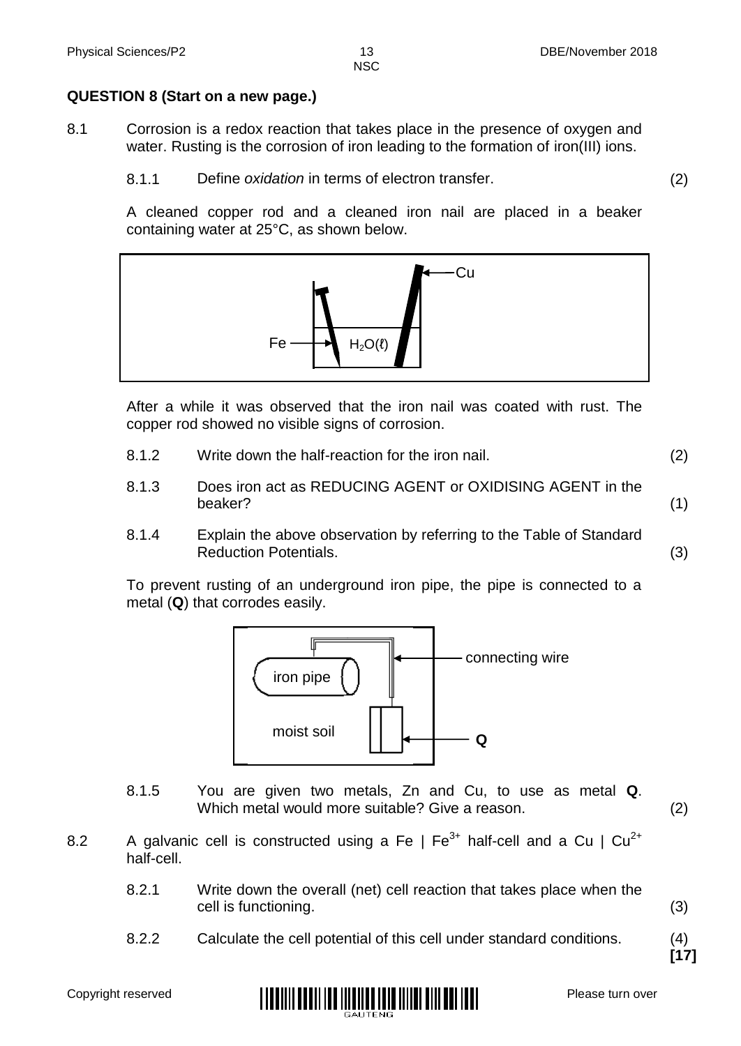**QUESTION 8 (Start on a new page.)**

8.1 Corrosion is a redox reaction that takes place in the presence of oxygen and water. Rusting is the corrosion of iron leading to the formation of iron(III) ions.

8.1.1 Define *oxidation* in terms of electron transfer. (2)

A cleaned copper rod and a cleaned iron nail are placed in a beaker containing water at 25°C, as shown below.

After a while it was observed that the iron nail was coated with rust. The copper rod showed no visible signs of corrosion.

8.1.2 Write down the half-reaction for the iron nail. (2)

8.1.3 Does iron act as REDUCING AGENT or OXIDISING AGENT in the beaker? (1)

8.1.4 Explain the above observation by referring to the Table of Standard Reduction Potentials. (3)

To prevent rusting of an underground iron pipe, the pipe is connected to a metal (**Q**) that corrodes easily.

8.1.5 You are given two metals, Zn and Cu, to use as metal **Q**. Which metal would more suitable? Give a reason. (2)

8.2 A galvanic cell is constructed using a Fe | $Fe^{3+}$ half-cell and a Cu | $Cu^{2+}$ half-cell.

8.2.1 Write down the overall (net) cell reaction that takes place when the cell is functioning. (3)

8.2.2 Calculate the cell potential of this cell under standard conditions. (4)

**[17]**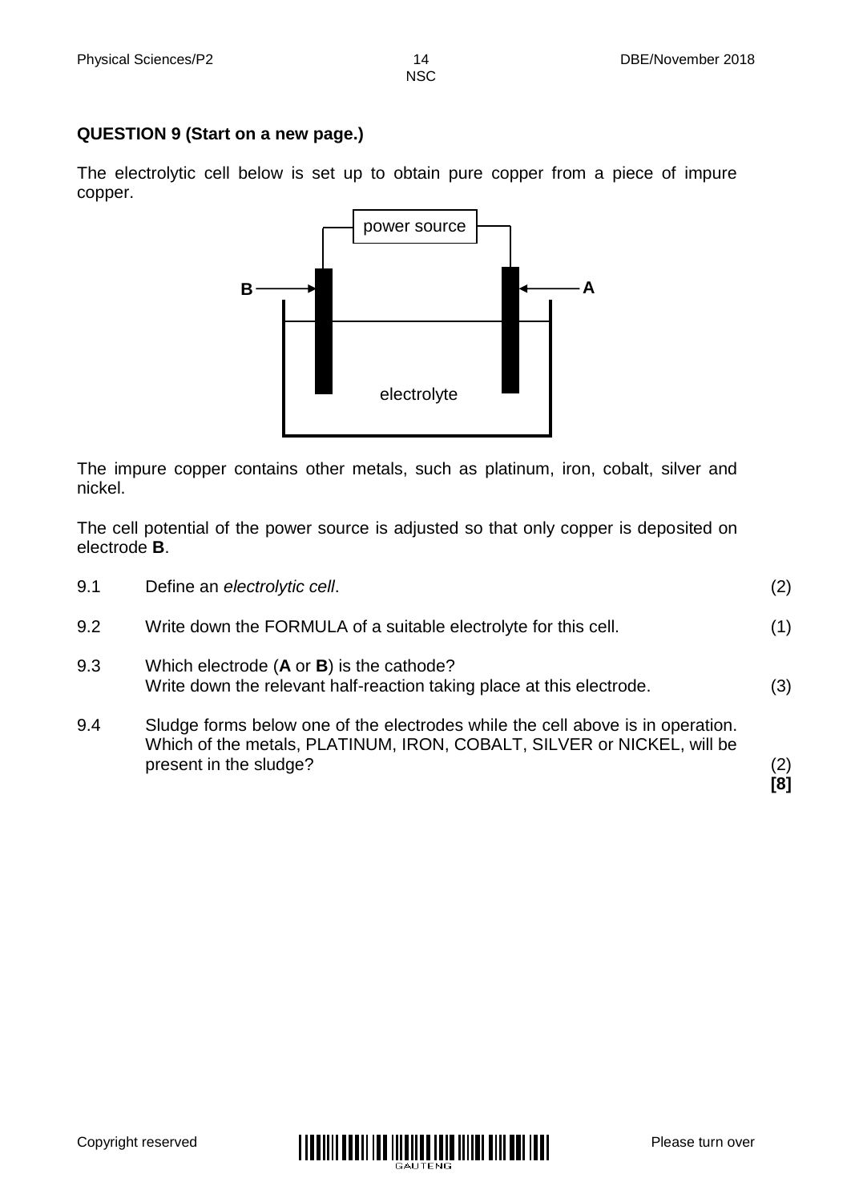**QUESTION 9 (Start on a new page.)**

The electrolytic cell below is set up to obtain pure copper from a piece of impure copper.

The impure copper contains other metals, such as platinum, iron, cobalt, silver and nickel.

The cell potential of the power source is adjusted so that only copper is deposited on electrode **B**.

9.1 Define an *electrolytic cell*. (2)

9.2 Write down the FORMULA of a suitable electrolyte for this cell. (1)

9.3 Which electrode (**A** or **B**) is the cathode?
Write down the relevant half-reaction taking place at this electrode. (3)

9.4 Sludge forms below one of the electrodes while the cell above is in operation. Which of the metals, PLATINUM, IRON, COBALT, SILVER or NICKEL, will be present in the sludge? (2)

**[8]**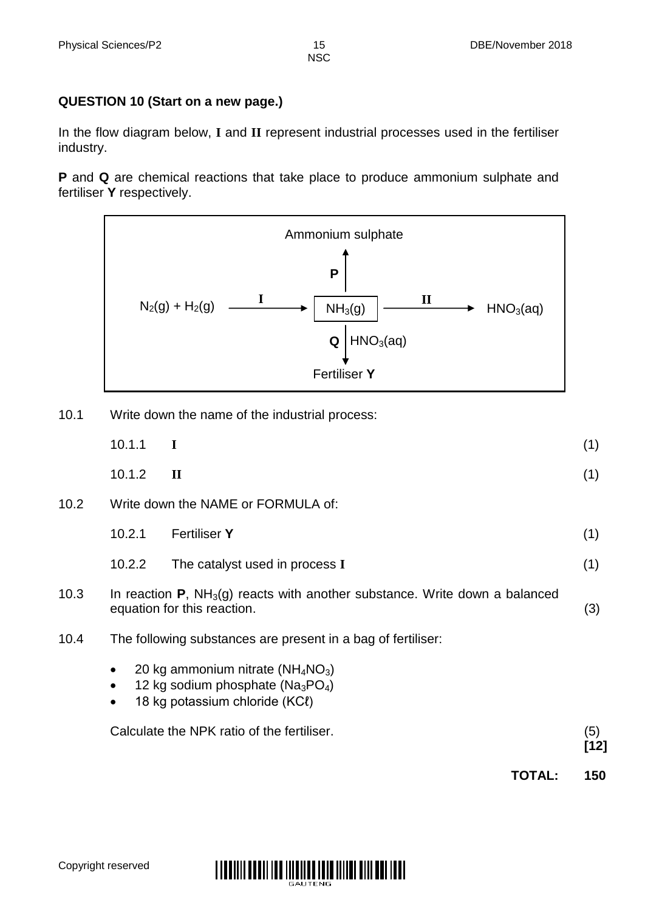## QUESTION 10 (Start on a new page.)

In the flow diagram below, **I** and **II** represent industrial processes used in the fertiliser industry.

**P** and **Q** are chemical reactions that take place to produce ammonium sulphate and fertiliser **Y** respectively.

```
                        Ammonium sulphate
                               ↑
                             P |
                               |
N2(g) + H2(g)  ——— I ———→  [ NH3(g) ]  ——— II ———→  HNO3(aq)
                               |
                             Q | HNO3(aq)
                               ↓
                          Fertiliser Y
```

10.1 Write down the name of the industrial process:

- 10.1.1 **I** (1)
- 10.1.2 **II** (1)

10.2 Write down the NAME or FORMULA of:

- 10.2.1 Fertiliser **Y** (1)
- 10.2.2 The catalyst used in process **I** (1)

10.3 In reaction **P**, $NH_3(g)$ reacts with another substance. Write down a balanced equation for this reaction. (3)

10.4 The following substances are present in a bag of fertiliser:

- 20 kg ammonium nitrate ($NH_4NO_3$)
- 12 kg sodium phosphate ($Na_3PO_4$)
- 18 kg potassium chloride ($KC\ell$)

Calculate the NPK ratio of the fertiliser. (5)

**[12]**

**TOTAL: 150**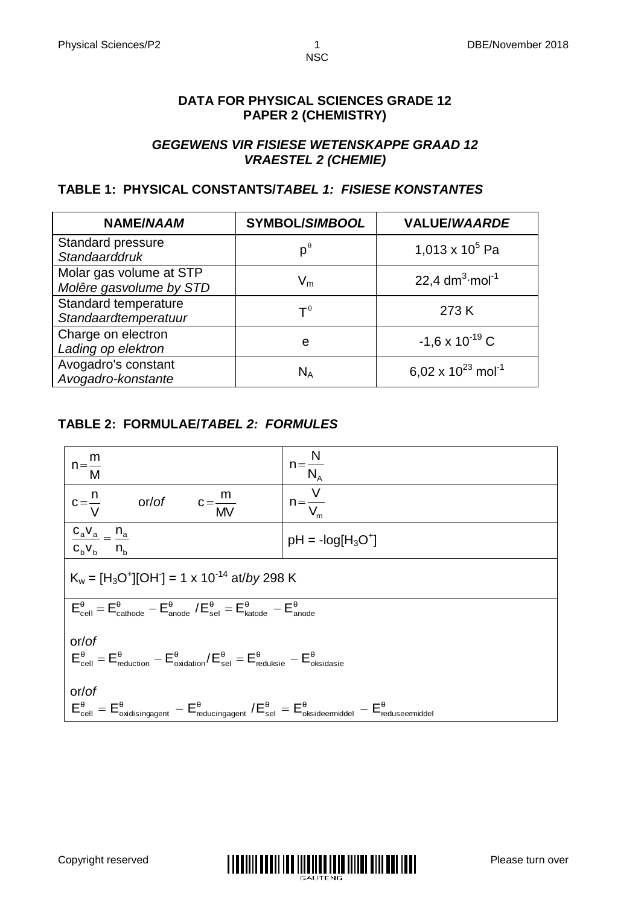## DATA FOR PHYSICAL SCIENCES GRADE 12
## PAPER 2 (CHEMISTRY)

## *GEGEWENS VIR FISIESE WETENSKAPPE GRAAD 12*
## *VRAESTEL 2 (CHEMIE)*

### TABLE 1: PHYSICAL CONSTANTS/*TABEL 1: FISIESE KONSTANTES*

| NAME/*NAAM* | SYMBOL/*SIMBOOL* | VALUE/*WAARDE* |
|---|---|---|
| Standard pressure *Standaarddruk* | $p^{\theta}$ | $1,013 \times 10^{5}$ Pa |
| Molar gas volume at STP *Molêre gasvolume by STD* | $V_m$ | $22,4 \text{ dm}^3\cdot\text{mol}^{-1}$ |
| Standard temperature *Standaardtemperatuur* | $T^{\theta}$ | 273 K |
| Charge on electron *Lading op elektron* | e | $-1,6 \times 10^{-19}$ C |
| Avogadro's constant *Avogadro-konstante* | $N_A$ | $6,02 \times 10^{23} \text{ mol}^{-1}$ |

### TABLE 2: FORMULAE/*TABEL 2: FORMULES*

| | |
|---|---|
| $n = \dfrac{m}{M}$ | $n = \dfrac{N}{N_A}$ |
| $c = \dfrac{n}{V}$ or/*of* $c = \dfrac{m}{MV}$ | $n = \dfrac{V}{V_m}$ |
| $\dfrac{c_a v_a}{c_b v_b} = \dfrac{n_a}{n_b}$ | $pH = -\log[H_3O^+]$ |
| $K_w = [H_3O^+][OH^-] = 1 \times 10^{-14}$ at/*by* 298 K | |
| $E^{\theta}_{cell} = E^{\theta}_{cathode} - E^{\theta}_{anode}$ / $E^{\theta}_{sel} = E^{\theta}_{katode} - E^{\theta}_{anode}$ <br> or/*of* <br> $E^{\theta}_{cell} = E^{\theta}_{reduction} - E^{\theta}_{oxidation}$ / $E^{\theta}_{sel} = E^{\theta}_{reduksie} - E^{\theta}_{oksidasie}$ <br> or/*of* <br> $E^{\theta}_{cell} = E^{\theta}_{oxidising agent} - E^{\theta}_{reducing agent}$ / $E^{\theta}_{sel} = E^{\theta}_{oksideermiddel} - E^{\theta}_{reduseermiddel}$ | |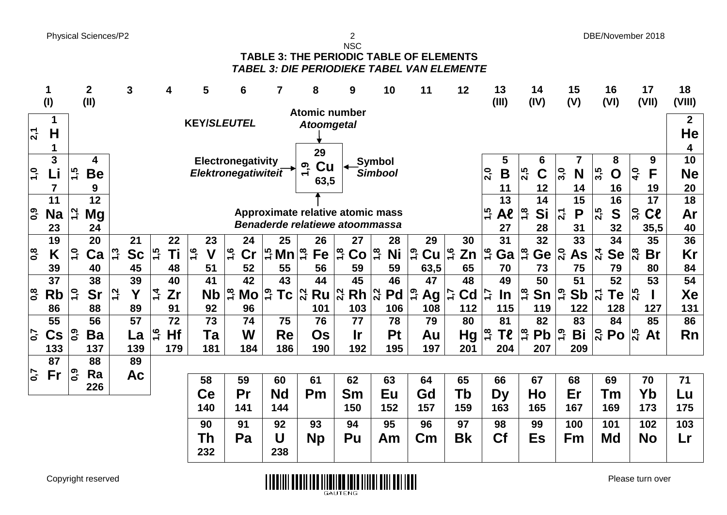## TABLE 3: THE PERIODIC TABLE OF ELEMENTS
### *TABEL 3: DIE PERIODIEKE TABEL VAN ELEMENTE*

**KEY/*SLEUTEL***

- Atomic number / *Atoomgetal*: 29
- Electronegativity / *Elektronegatiwiteit*: 1,9
- Symbol / *Simbool*: Cu
- Approximate relative atomic mass / *Benaderde relatiewe atoommassa*: 63,5

Each cell: atomic number, electronegativity (where given), symbol, approximate relative atomic mass (where given).

| 1 (I) | 2 (II) | 3 | 4 | 5 | 6 | 7 | 8 | 9 | 10 | 11 | 12 | 13 (III) | 14 (IV) | 15 (V) | 16 (VI) | 17 (VII) | 18 (VIII) |
|---|---|---|---|---|---|---|---|---|---|---|---|---|---|---|---|---|---|
| 1 2,1 H 1 | | | | | | | | | | | | | | | | | 2 He 4 |
| 3 1,0 Li 7 | 4 1,5 Be 9 | | | | | | | | | | | 5 2,0 B 11 | 6 2,5 C 12 | 7 3,0 N 14 | 8 3,5 O 16 | 9 4,0 F 19 | 10 Ne 20 |
| 11 0,9 Na 23 | 12 1,2 Mg 24 | | | | | | | | | | | 13 1,5 Aℓ 27 | 14 1,8 Si 28 | 15 2,1 P 31 | 16 2,5 S 32 | 17 3,0 Cℓ 35,5 | 18 Ar 40 |
| 19 0,8 K 39 | 20 1,0 Ca 40 | 21 1,3 Sc 45 | 22 1,5 Ti 48 | 23 1,6 V 51 | 24 1,6 Cr 52 | 25 1,5 Mn 55 | 26 1,8 Fe 56 | 27 1,8 Co 59 | 28 1,8 Ni 59 | 29 1,9 Cu 63,5 | 30 1,6 Zn 65 | 31 1,6 Ga 70 | 32 1,8 Ge 73 | 33 2,0 As 75 | 34 2,4 Se 79 | 35 2,8 Br 80 | 36 Kr 84 |
| 37 0,8 Rb 86 | 38 1,0 Sr 88 | 39 1,2 Y 89 | 40 1,4 Zr 91 | 41 Nb 92 | 42 1,8 Mo 96 | 43 1,9 Tc | 44 2,2 Ru 101 | 45 2,2 Rh 103 | 46 2,2 Pd 106 | 47 1,9 Ag 108 | 48 1,7 Cd 112 | 49 1,7 In 115 | 50 1,8 Sn 119 | 51 1,9 Sb 122 | 52 2,1 Te 128 | 53 2,5 I 127 | 54 Xe 131 |
| 55 0,7 Cs 133 | 56 0,9 Ba 137 | 57 La 139 | 72 1,6 Hf 179 | 73 Ta 181 | 74 W 184 | 75 Re 186 | 76 Os 190 | 77 Ir 192 | 78 Pt 195 | 79 Au 197 | 80 Hg 201 | 81 1,8 Tℓ 204 | 82 1,8 Pb 207 | 83 1,9 Bi 209 | 84 2,0 Po | 85 2,5 At | 86 Rn |
| 87 0,7 Fr | 88 0,9 Ra 226 | 89 Ac | | | | | | | | | | | | | | | |

| 58 | 59 | 60 | 61 | 62 | 63 | 64 | 65 | 66 | 67 | 68 | 69 | 70 | 71 |
|---|---|---|---|---|---|---|---|---|---|---|---|---|---|
| Ce 140 | Pr 141 | Nd 144 | Pm | Sm 150 | Eu 152 | Gd 157 | Tb 159 | Dy 163 | Ho 165 | Er 167 | Tm 169 | Yb 173 | Lu 175 |
| **90** Th 232 | **91** Pa | **92** U 238 | **93** Np | **94** Pu | **95** Am | **96** Cm | **97** Bk | **98** Cf | **99** Es | **100** Fm | **101** Md | **102** No | **103** Lr |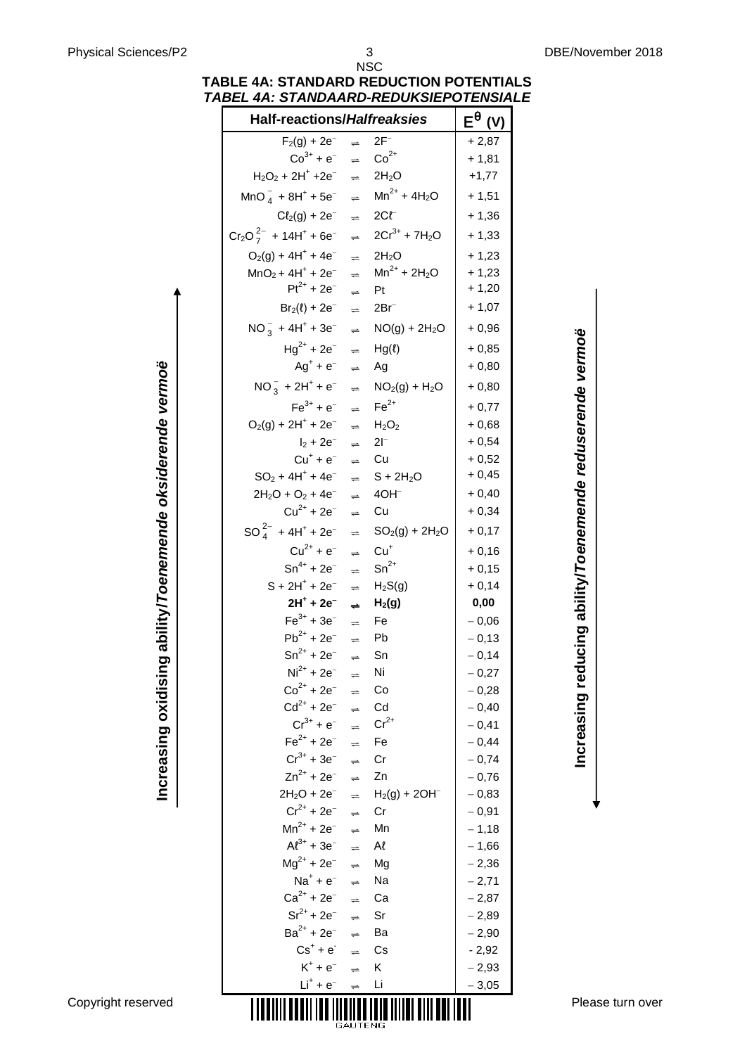# TABLE 4A: STANDARD REDUCTION POTENTIALS
## *TABEL 4A: STANDAARD-REDUKSIEPOTENSIALE*

Increasing oxidising ability/*Toenemende oksiderende vermoë* (increases upwards)

Increasing reducing ability/*Toenemende reduserende vermoë* (increases downwards)

| Half-reactions/*Halfreaksies* | | | $E^\theta$ (V) |
|---|---|---|---|
| $F_2(g) + 2e^-$ | ⇌ | $2F^-$ | + 2,87 |
| $Co^{3+} + e^-$ | ⇌ | $Co^{2+}$ | + 1,81 |
| $H_2O_2 + 2H^+ + 2e^-$ | ⇌ | $2H_2O$ | +1,77 |
| $MnO_4^- + 8H^+ + 5e^-$ | ⇌ | $Mn^{2+} + 4H_2O$ | + 1,51 |
| $Cl_2(g) + 2e^-$ | ⇌ | $2Cl^-$ | + 1,36 |
| $Cr_2O_7^{2-} + 14H^+ + 6e^-$ | ⇌ | $2Cr^{3+} + 7H_2O$ | + 1,33 |
| $O_2(g) + 4H^+ + 4e^-$ | ⇌ | $2H_2O$ | + 1,23 |
| $MnO_2 + 4H^+ + 2e^-$ | ⇌ | $Mn^{2+} + 2H_2O$ | + 1,23 |
| $Pt^{2+} + 2e^-$ | ⇌ | $Pt$ | + 1,20 |
| $Br_2(l) + 2e^-$ | ⇌ | $2Br^-$ | + 1,07 |
| $NO_3^- + 4H^+ + 3e^-$ | ⇌ | $NO(g) + 2H_2O$ | + 0,96 |
| $Hg^{2+} + 2e^-$ | ⇌ | $Hg(l)$ | + 0,85 |
| $Ag^+ + e^-$ | ⇌ | $Ag$ | + 0,80 |
| $NO_3^- + 2H^+ + e^-$ | ⇌ | $NO_2(g) + H_2O$ | + 0,80 |
| $Fe^{3+} + e^-$ | ⇌ | $Fe^{2+}$ | + 0,77 |
| $O_2(g) + 2H^+ + 2e^-$ | ⇌ | $H_2O_2$ | + 0,68 |
| $I_2 + 2e^-$ | ⇌ | $2I^-$ | + 0,54 |
| $Cu^+ + e^-$ | ⇌ | $Cu$ | + 0,52 |
| $SO_2 + 4H^+ + 4e^-$ | ⇌ | $S + 2H_2O$ | + 0,45 |
| $2H_2O + O_2 + 4e^-$ | ⇌ | $4OH^-$ | + 0,40 |
| $Cu^{2+} + 2e^-$ | ⇌ | $Cu$ | + 0,34 |
| $SO_4^{2-} + 4H^+ + 2e^-$ | ⇌ | $SO_2(g) + 2H_2O$ | + 0,17 |
| $Cu^{2+} + e^-$ | ⇌ | $Cu^+$ | + 0,16 |
| $Sn^{4+} + 2e^-$ | ⇌ | $Sn^{2+}$ | + 0,15 |
| $S + 2H^+ + 2e^-$ | ⇌ | $H_2S(g)$ | + 0,14 |
| **$2H^+ + 2e^-$** | **⇌** | **$H_2(g)$** | **0,00** |
| $Fe^{3+} + 3e^-$ | ⇌ | $Fe$ | − 0,06 |
| $Pb^{2+} + 2e^-$ | ⇌ | $Pb$ | − 0,13 |
| $Sn^{2+} + 2e^-$ | ⇌ | $Sn$ | − 0,14 |
| $Ni^{2+} + 2e^-$ | ⇌ | $Ni$ | − 0,27 |
| $Co^{2+} + 2e^-$ | ⇌ | $Co$ | − 0,28 |
| $Cd^{2+} + 2e^-$ | ⇌ | $Cd$ | − 0,40 |
| $Cr^{3+} + e^-$ | ⇌ | $Cr^{2+}$ | − 0,41 |
| $Fe^{2+} + 2e^-$ | ⇌ | $Fe$ | − 0,44 |
| $Cr^{3+} + 3e^-$ | ⇌ | $Cr$ | − 0,74 |
| $Zn^{2+} + 2e^-$ | ⇌ | $Zn$ | − 0,76 |
| $2H_2O + 2e^-$ | ⇌ | $H_2(g) + 2OH^-$ | − 0,83 |
| $Cr^{2+} + 2e^-$ | ⇌ | $Cr$ | − 0,91 |
| $Mn^{2+} + 2e^-$ | ⇌ | $Mn$ | − 1,18 |
| $Al^{3+} + 3e^-$ | ⇌ | $Al$ | − 1,66 |
| $Mg^{2+} + 2e^-$ | ⇌ | $Mg$ | − 2,36 |
| $Na^+ + e^-$ | ⇌ | $Na$ | − 2,71 |
| $Ca^{2+} + 2e^-$ | ⇌ | $Ca$ | − 2,87 |
| $Sr^{2+} + 2e^-$ | ⇌ | $Sr$ | − 2,89 |
| $Ba^{2+} + 2e^-$ | ⇌ | $Ba$ | − 2,90 |
| $Cs^+ + e^-$ | ⇌ | $Cs$ | - 2,92 |
| $K^+ + e^-$ | ⇌ | $K$ | − 2,93 |
| $Li^+ + e^-$ | ⇌ | $Li$ | − 3,05 |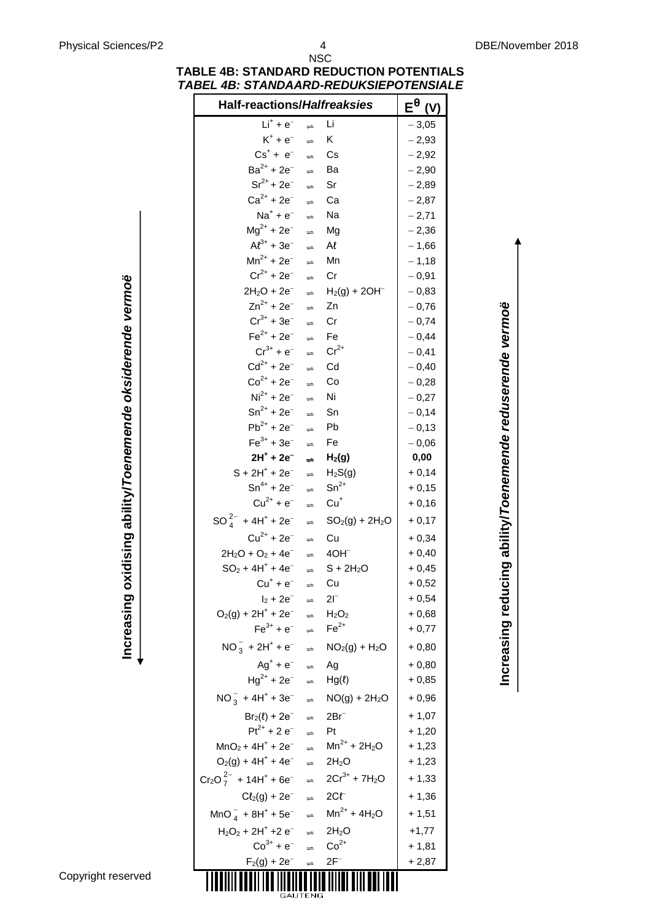**TABLE 4B: STANDARD REDUCTION POTENTIALS**
***TABEL 4B: STANDAARD-REDUKSIEPOTENSIALE***

Increasing oxidising ability/*Toenemende oksiderende vermoë* (increases downwards)

Increasing reducing ability/*Toenemende reduserende vermoë* (increases upwards)

| Half-reactions/*Halfreaksies* | | | $E^{\theta}$ (V) |
|---|---|---|---|
| $Li^+ + e^-$ | ⇌ | $Li$ | − 3,05 |
| $K^+ + e^-$ | ⇌ | $K$ | − 2,93 |
| $Cs^+ + e^-$ | ⇌ | $Cs$ | − 2,92 |
| $Ba^{2+} + 2e^-$ | ⇌ | $Ba$ | − 2,90 |
| $Sr^{2+} + 2e^-$ | ⇌ | $Sr$ | − 2,89 |
| $Ca^{2+} + 2e^-$ | ⇌ | $Ca$ | − 2,87 |
| $Na^+ + e^-$ | ⇌ | $Na$ | − 2,71 |
| $Mg^{2+} + 2e^-$ | ⇌ | $Mg$ | − 2,36 |
| $A\ell^{3+} + 3e^-$ | ⇌ | $A\ell$ | − 1,66 |
| $Mn^{2+} + 2e^-$ | ⇌ | $Mn$ | − 1,18 |
| $Cr^{2+} + 2e^-$ | ⇌ | $Cr$ | − 0,91 |
| $2H_2O + 2e^-$ | ⇌ | $H_2(g) + 2OH^-$ | − 0,83 |
| $Zn^{2+} + 2e^-$ | ⇌ | $Zn$ | − 0,76 |
| $Cr^{3+} + 3e^-$ | ⇌ | $Cr$ | − 0,74 |
| $Fe^{2+} + 2e^-$ | ⇌ | $Fe$ | − 0,44 |
| $Cr^{3+} + e^-$ | ⇌ | $Cr^{2+}$ | − 0,41 |
| $Cd^{2+} + 2e^-$ | ⇌ | $Cd$ | − 0,40 |
| $Co^{2+} + 2e^-$ | ⇌ | $Co$ | − 0,28 |
| $Ni^{2+} + 2e^-$ | ⇌ | $Ni$ | − 0,27 |
| $Sn^{2+} + 2e^-$ | ⇌ | $Sn$ | − 0,14 |
| $Pb^{2+} + 2e^-$ | ⇌ | $Pb$ | − 0,13 |
| $Fe^{3+} + 3e^-$ | ⇌ | $Fe$ | − 0,06 |
| **$2H^+ + 2e^-$** | **⇌** | **$H_2(g)$** | **0,00** |
| $S + 2H^+ + 2e^-$ | ⇌ | $H_2S(g)$ | + 0,14 |
| $Sn^{4+} + 2e^-$ | ⇌ | $Sn^{2+}$ | + 0,15 |
| $Cu^{2+} + e^-$ | ⇌ | $Cu^+$ | + 0,16 |
| $SO_4^{2-} + 4H^+ + 2e^-$ | ⇌ | $SO_2(g) + 2H_2O$ | + 0,17 |
| $Cu^{2+} + 2e^-$ | ⇌ | $Cu$ | + 0,34 |
| $2H_2O + O_2 + 4e^-$ | ⇌ | $4OH^-$ | + 0,40 |
| $SO_2 + 4H^+ + 4e^-$ | ⇌ | $S + 2H_2O$ | + 0,45 |
| $Cu^+ + e^-$ | ⇌ | $Cu$ | + 0,52 |
| $I_2 + 2e^-$ | ⇌ | $2I^-$ | + 0,54 |
| $O_2(g) + 2H^+ + 2e^-$ | ⇌ | $H_2O_2$ | + 0,68 |
| $Fe^{3+} + e^-$ | ⇌ | $Fe^{2+}$ | + 0,77 |
| $NO_3^- + 2H^+ + e^-$ | ⇌ | $NO_2(g) + H_2O$ | + 0,80 |
| $Ag^+ + e^-$ | ⇌ | $Ag$ | + 0,80 |
| $Hg^{2+} + 2e^-$ | ⇌ | $Hg(\ell)$ | + 0,85 |
| $NO_3^- + 4H^+ + 3e^-$ | ⇌ | $NO(g) + 2H_2O$ | + 0,96 |
| $Br_2(\ell) + 2e^-$ | ⇌ | $2Br^-$ | + 1,07 |
| $Pt^{2+} + 2e^-$ | ⇌ | $Pt$ | + 1,20 |
| $MnO_2 + 4H^+ + 2e^-$ | ⇌ | $Mn^{2+} + 2H_2O$ | + 1,23 |
| $O_2(g) + 4H^+ + 4e^-$ | ⇌ | $2H_2O$ | + 1,23 |
| $Cr_2O_7^{2-} + 14H^+ + 6e^-$ | ⇌ | $2Cr^{3+} + 7H_2O$ | + 1,33 |
| $C\ell_2(g) + 2e^-$ | ⇌ | $2C\ell^-$ | + 1,36 |
| $MnO_4^- + 8H^+ + 5e^-$ | ⇌ | $Mn^{2+} + 4H_2O$ | + 1,51 |
| $H_2O_2 + 2H^+ + 2e^-$ | ⇌ | $2H_2O$ | +1,77 |
| $Co^{3+} + e^-$ | ⇌ | $Co^{2+}$ | + 1,81 |
| $F_2(g) + 2e^-$ | ⇌ | $2F^-$ | + 2,87 |